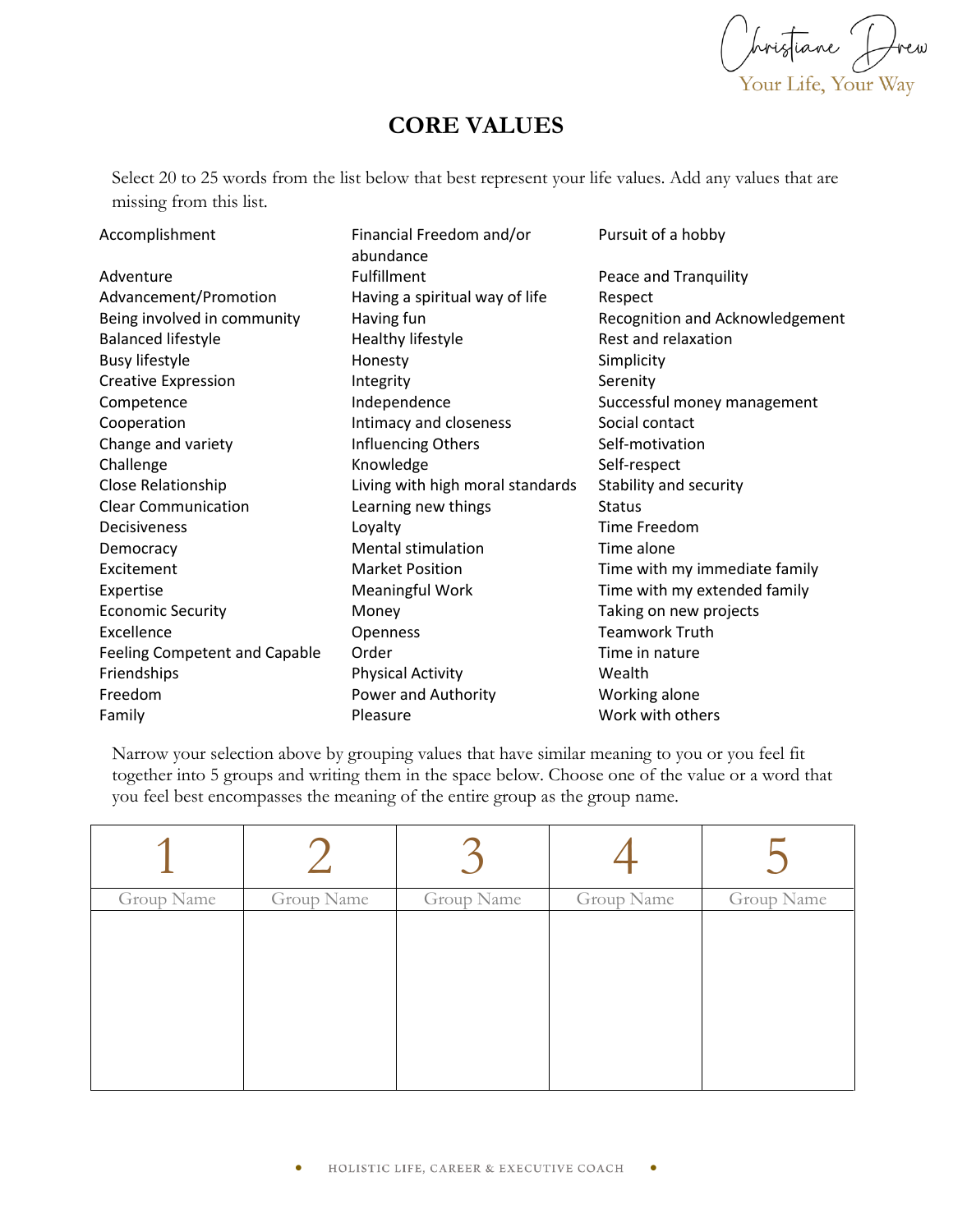Christiane Drew

Your Life, Your Way

# CORE VALUES

Select 20 to 25 words from the list below that best represent your life values. Add any values that are missing from this list.

| | | |
|---|---|---|
| Accomplishment | Financial Freedom and/or abundance | Pursuit of a hobby |
| Adventure | Fulfillment | Peace and Tranquility |
| Advancement/Promotion | Having a spiritual way of life | Respect |
| Being involved in community | Having fun | Recognition and Acknowledgement |
| Balanced lifestyle | Healthy lifestyle | Rest and relaxation |
| Busy lifestyle | Honesty | Simplicity |
| Creative Expression | Integrity | Serenity |
| Competence | Independence | Successful money management |
| Cooperation | Intimacy and closeness | Social contact |
| Change and variety | Influencing Others | Self-motivation |
| Challenge | Knowledge | Self-respect |
| Close Relationship | Living with high moral standards | Stability and security |
| Clear Communication | Learning new things | Status |
| Decisiveness | Loyalty | Time Freedom |
| Democracy | Mental stimulation | Time alone |
| Excitement | Market Position | Time with my immediate family |
| Expertise | Meaningful Work | Time with my extended family |
| Economic Security | Money | Taking on new projects |
| Excellence | Openness | Teamwork Truth |
| Feeling Competent and Capable | Order | Time in nature |
| Friendships | Physical Activity | Wealth |
| Freedom | Power and Authority | Working alone |
| Family | Pleasure | Work with others |

Narrow your selection above by grouping values that have similar meaning to you or you feel fit together into 5 groups and writing them in the space below. Choose one of the value or a word that you feel best encompasses the meaning of the entire group as the group name.

| 1 | 2 | 3 | 4 | 5 |
|---|---|---|---|---|
| Group Name | Group Name | Group Name | Group Name | Group Name |
| | | | | |

HOLISTIC LIFE, CAREER & EXECUTIVE COACH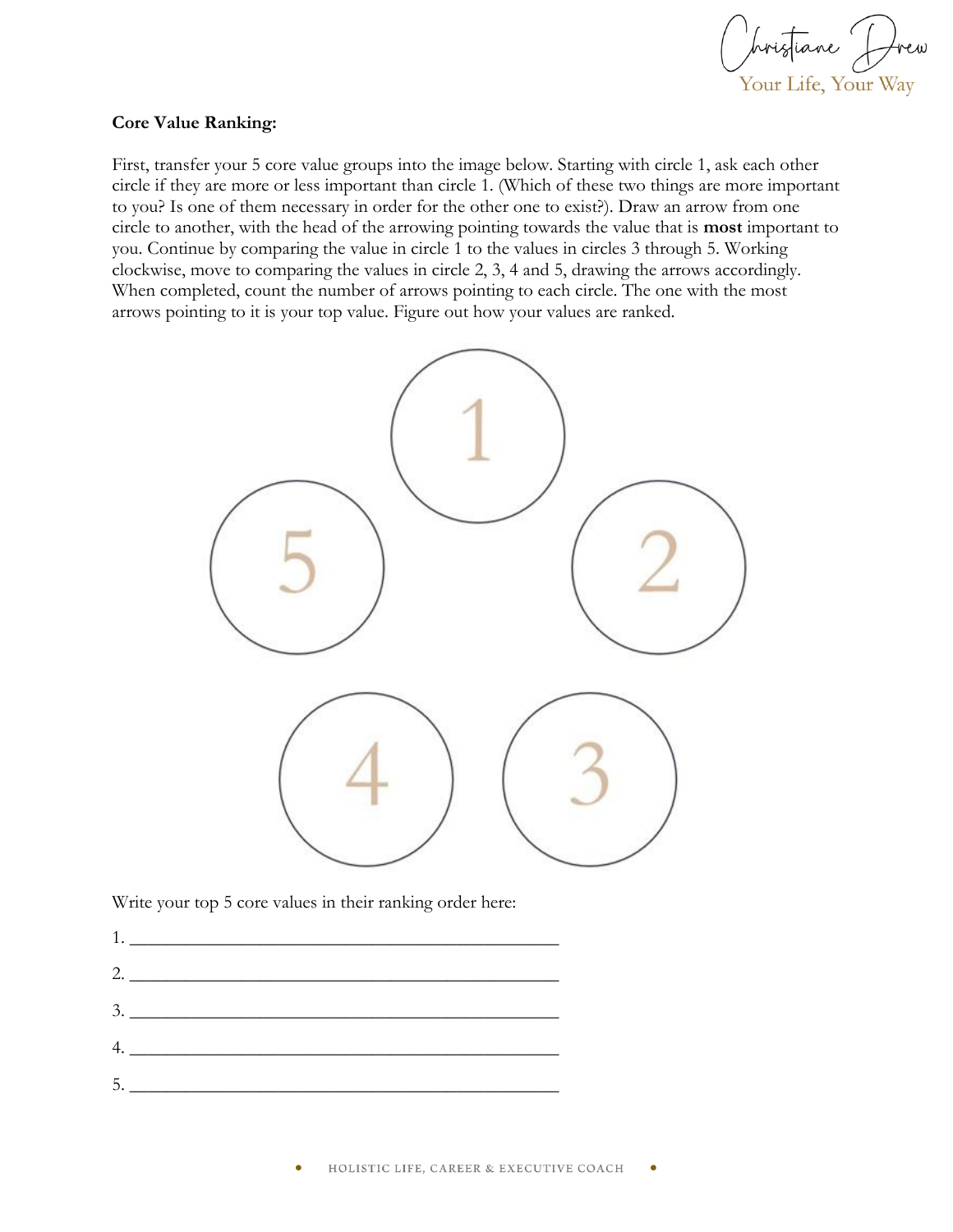**Core Value Ranking:**

First, transfer your 5 core value groups into the image below. Starting with circle 1, ask each other circle if they are more or less important than circle 1. (Which of these two things are more important to you? Is one of them necessary in order for the other one to exist?). Draw an arrow from one circle to another, with the head of the arrowing pointing towards the value that is **most** important to you. Continue by comparing the value in circle 1 to the values in circles 3 through 5. Working clockwise, move to comparing the values in circle 2, 3, 4 and 5, drawing the arrows accordingly. When completed, count the number of arrows pointing to each circle. The one with the most arrows pointing to it is your top value. Figure out how your values are ranked.

1

5 2

4 3

Write your top 5 core values in their ranking order here:

1. ______________________________________________

2. ______________________________________________

3. ______________________________________________

4. ______________________________________________

5. ______________________________________________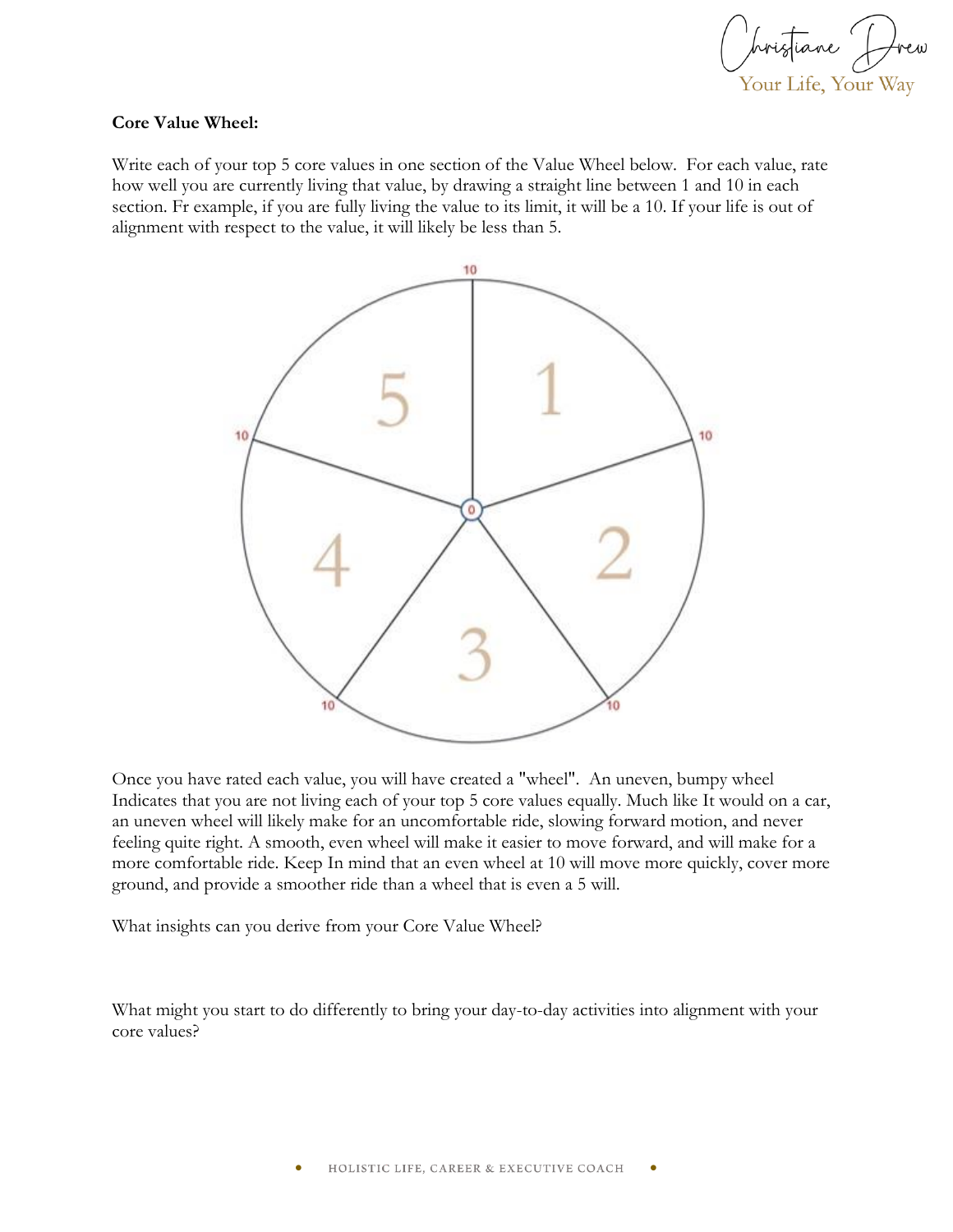**Core Value Wheel:**

Write each of your top 5 core values in one section of the Value Wheel below. For each value, rate how well you are currently living that value, by drawing a straight line between 1 and 10 in each section. Fr example, if you are fully living the value to its limit, it will be a 10. If your life is out of alignment with respect to the value, it will likely be less than 5.

10
10
10
10
10
0
1
2
3
4
5

Once you have rated each value, you will have created a "wheel". An uneven, bumpy wheel Indicates that you are not living each of your top 5 core values equally. Much like It would on a car, an uneven wheel will likely make for an uncomfortable ride, slowing forward motion, and never feeling quite right. A smooth, even wheel will make it easier to move forward, and will make for a more comfortable ride. Keep In mind that an even wheel at 10 will move more quickly, cover more ground, and provide a smoother ride than a wheel that is even a 5 will.

What insights can you derive from your Core Value Wheel?

What might you start to do differently to bring your day-to-day activities into alignment with your core values?